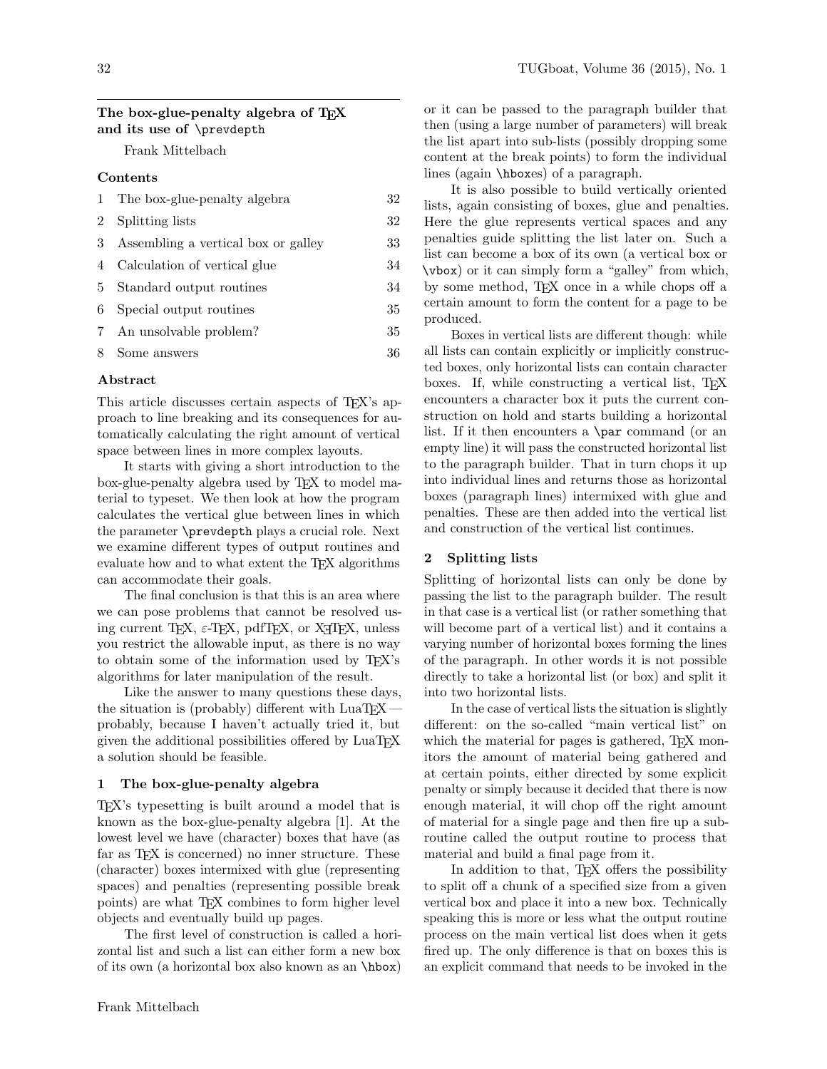# The box-glue-penalty algebra of TeX and its use of `\prevdepth`

Frank Mittelbach

### Contents

| | | |
|---|---|---|
| 1 | The box-glue-penalty algebra | 32 |
| 2 | Splitting lists | 32 |
| 3 | Assembling a vertical box or galley | 33 |
| 4 | Calculation of vertical glue | 34 |
| 5 | Standard output routines | 34 |
| 6 | Special output routines | 35 |
| 7 | An unsolvable problem? | 35 |
| 8 | Some answers | 36 |

### Abstract

This article discusses certain aspects of TeX's approach to line breaking and its consequences for automatically calculating the right amount of vertical space between lines in more complex layouts.

It starts with giving a short introduction to the box-glue-penalty algebra used by TeX to model material to typeset. We then look at how the program calculates the vertical glue between lines in which the parameter `\prevdepth` plays a crucial role. Next we examine different types of output routines and evaluate how and to what extent the TeX algorithms can accommodate their goals.

The final conclusion is that this is an area where we can pose problems that cannot be resolved using current TeX, ε-TeX, pdfTeX, or XeTeX, unless you restrict the allowable input, as there is no way to obtain some of the information used by TeX's algorithms for later manipulation of the result.

Like the answer to many questions these days, the situation is (probably) different with LuaTeX — probably, because I haven't actually tried it, but given the additional possibilities offered by LuaTeX a solution should be feasible.

## 1 The box-glue-penalty algebra

TeX's typesetting is built around a model that is known as the box-glue-penalty algebra [1]. At the lowest level we have (character) boxes that have (as far as TeX is concerned) no inner structure. These (character) boxes intermixed with glue (representing spaces) and penalties (representing possible break points) are what TeX combines to form higher level objects and eventually build up pages.

The first level of construction is called a horizontal list and such a list can either form a new box of its own (a horizontal box also known as an `\hbox`) or it can be passed to the paragraph builder that then (using a large number of parameters) will break the list apart into sub-lists (possibly dropping some content at the break points) to form the individual lines (again `\hbox`es) of a paragraph.

It is also possible to build vertically oriented lists, again consisting of boxes, glue and penalties. Here the glue represents vertical spaces and any penalties guide splitting the list later on. Such a list can become a box of its own (a vertical box or `\vbox`) or it can simply form a "galley" from which, by some method, TeX once in a while chops off a certain amount to form the content for a page to be produced.

Boxes in vertical lists are different though: while all lists can contain explicitly or implicitly constructed boxes, only horizontal lists can contain character boxes. If, while constructing a vertical list, TeX encounters a character box it puts the current construction on hold and starts building a horizontal list. If it then encounters a `\par` command (or an empty line) it will pass the constructed horizontal list to the paragraph builder. That in turn chops it up into individual lines and returns those as horizontal boxes (paragraph lines) intermixed with glue and penalties. These are then added into the vertical list and construction of the vertical list continues.

## 2 Splitting lists

Splitting of horizontal lists can only be done by passing the list to the paragraph builder. The result in that case is a vertical list (or rather something that will become part of a vertical list) and it contains a varying number of horizontal boxes forming the lines of the paragraph. In other words it is not possible directly to take a horizontal list (or box) and split it into two horizontal lists.

In the case of vertical lists the situation is slightly different: on the so-called "main vertical list" on which the material for pages is gathered, TeX monitors the amount of material being gathered and at certain points, either directed by some explicit penalty or simply because it decided that there is now enough material, it will chop off the right amount of material for a single page and then fire up a subroutine called the output routine to process that material and build a final page from it.

In addition to that, TeX offers the possibility to split off a chunk of a specified size from a given vertical box and place it into a new box. Technically speaking this is more or less what the output routine process on the main vertical list does when it gets fired up. The only difference is that on boxes this is an explicit command that needs to be invoked in the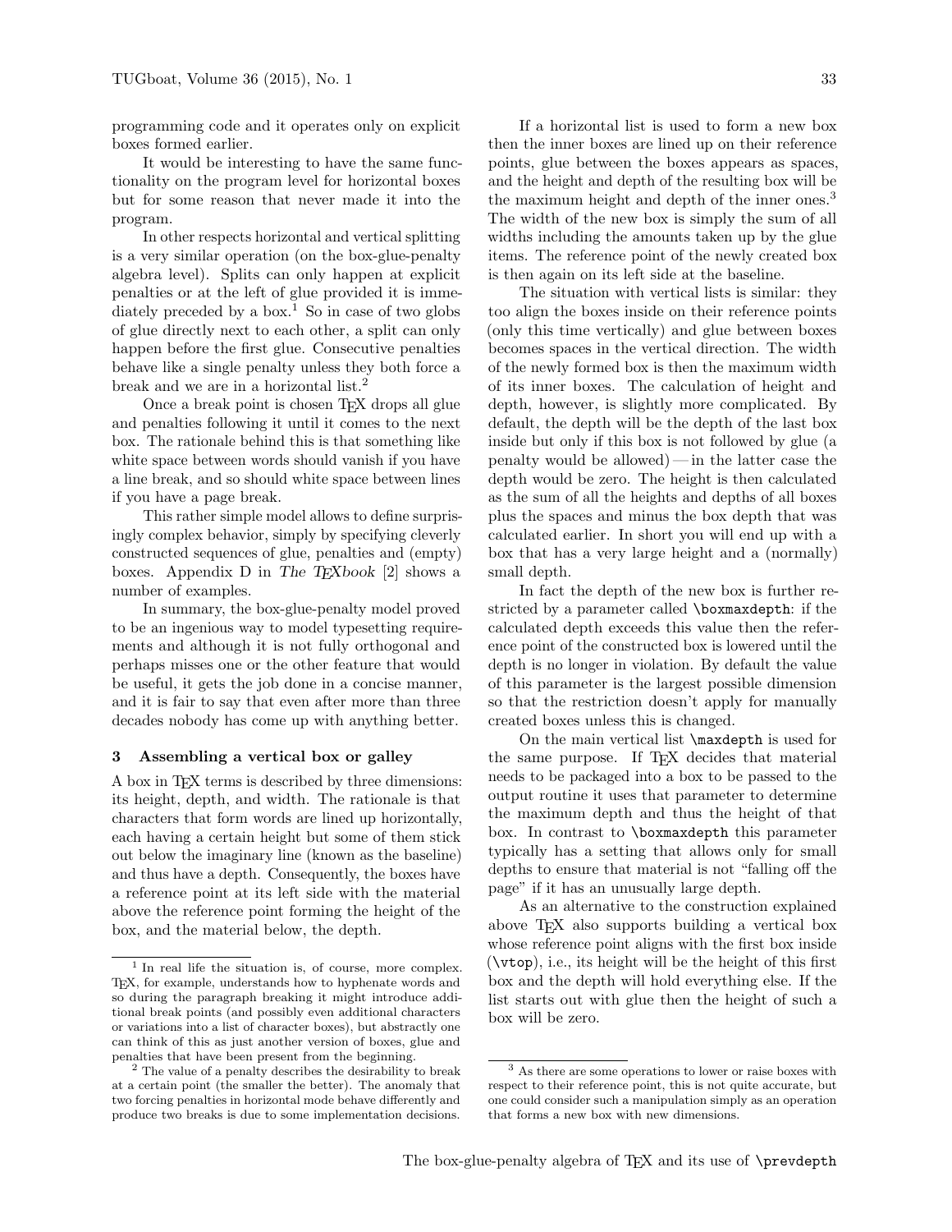programming code and it operates only on explicit boxes formed earlier.

It would be interesting to have the same functionality on the program level for horizontal boxes but for some reason that never made it into the program.

In other respects horizontal and vertical splitting is a very similar operation (on the box-glue-penalty algebra level). Splits can only happen at explicit penalties or at the left of glue provided it is immediately preceded by a box.[1] So in case of two globs of glue directly next to each other, a split can only happen before the first glue. Consecutive penalties behave like a single penalty unless they both force a break and we are in a horizontal list.[2]

Once a break point is chosen TeX drops all glue and penalties following it until it comes to the next box. The rationale behind this is that something like white space between words should vanish if you have a line break, and so should white space between lines if you have a page break.

This rather simple model allows to define surprisingly complex behavior, simply by specifying cleverly constructed sequences of glue, penalties and (empty) boxes. Appendix D in *The TeXbook* [2] shows a number of examples.

In summary, the box-glue-penalty model proved to be an ingenious way to model typesetting requirements and although it is not fully orthogonal and perhaps misses one or the other feature that would be useful, it gets the job done in a concise manner, and it is fair to say that even after more than three decades nobody has come up with anything better.

### 3 Assembling a vertical box or galley

A box in TeX terms is described by three dimensions: its height, depth, and width. The rationale is that characters that form words are lined up horizontally, each having a certain height but some of them stick out below the imaginary line (known as the baseline) and thus have a depth. Consequently, the boxes have a reference point at its left side with the material above the reference point forming the height of the box, and the material below, the depth.

If a horizontal list is used to form a new box then the inner boxes are lined up on their reference points, glue between the boxes appears as spaces, and the height and depth of the resulting box will be the maximum height and depth of the inner ones.[3] The width of the new box is simply the sum of all widths including the amounts taken up by the glue items. The reference point of the newly created box is then again on its left side at the baseline.

The situation with vertical lists is similar: they too align the boxes inside on their reference points (only this time vertically) and glue between boxes becomes spaces in the vertical direction. The width of the newly formed box is then the maximum width of its inner boxes. The calculation of height and depth, however, is slightly more complicated. By default, the depth will be the depth of the last box inside but only if this box is not followed by glue (a penalty would be allowed) — in the latter case the depth would be zero. The height is then calculated as the sum of all the heights and depths of all boxes plus the spaces and minus the box depth that was calculated earlier. In short you will end up with a box that has a very large height and a (normally) small depth.

In fact the depth of the new box is further restricted by a parameter called `\boxmaxdepth`: if the calculated depth exceeds this value then the reference point of the constructed box is lowered until the depth is no longer in violation. By default the value of this parameter is the largest possible dimension so that the restriction doesn't apply for manually created boxes unless this is changed.

On the main vertical list `\maxdepth` is used for the same purpose. If TeX decides that material needs to be packaged into a box to be passed to the output routine it uses that parameter to determine the maximum depth and thus the height of that box. In contrast to `\boxmaxdepth` this parameter typically has a setting that allows only for small depths to ensure that material is not "falling off the page" if it has an unusually large depth.

As an alternative to the construction explained above TeX also supports building a vertical box whose reference point aligns with the first box inside (`\vtop`), i.e., its height will be the height of this first box and the depth will hold everything else. If the list starts out with glue then the height of such a box will be zero.

---

[1] In real life the situation is, of course, more complex. TeX, for example, understands how to hyphenate words and so during the paragraph breaking it might introduce additional break points (and possibly even additional characters or variations into a list of character boxes), but abstractly one can think of this as just another version of boxes, glue and penalties that have been present from the beginning.

[2] The value of a penalty describes the desirability to break at a certain point (the smaller the better). The anomaly that two forcing penalties in horizontal mode behave differently and produce two breaks is due to some implementation decisions.

[3] As there are some operations to lower or raise boxes with respect to their reference point, this is not quite accurate, but one could consider such a manipulation simply as an operation that forms a new box with new dimensions.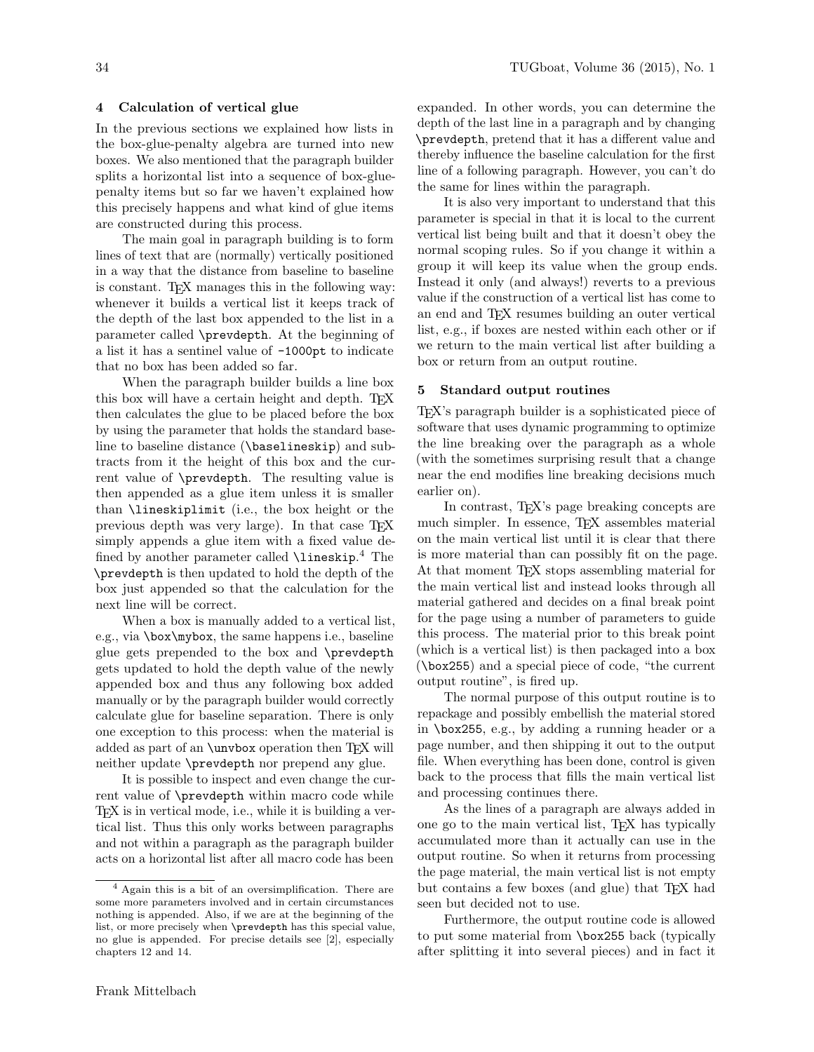## 4 Calculation of vertical glue

In the previous sections we explained how lists in the box-glue-penalty algebra are turned into new boxes. We also mentioned that the paragraph builder splits a horizontal list into a sequence of box-glue-penalty items but so far we haven't explained how this precisely happens and what kind of glue items are constructed during this process.

The main goal in paragraph building is to form lines of text that are (normally) vertically positioned in a way that the distance from baseline to baseline is constant. TeX manages this in the following way: whenever it builds a vertical list it keeps track of the depth of the last box appended to the list in a parameter called `\prevdepth`. At the beginning of a list it has a sentinel value of `-1000pt` to indicate that no box has been added so far.

When the paragraph builder builds a line box this box will have a certain height and depth. TeX then calculates the glue to be placed before the box by using the parameter that holds the standard baseline to baseline distance (`\baselineskip`) and subtracts from it the height of this box and the current value of `\prevdepth`. The resulting value is then appended as a glue item unless it is smaller than `\lineskiplimit` (i.e., the box height or the previous depth was very large). In that case TeX simply appends a glue item with a fixed value defined by another parameter called `\lineskip`.[4] The `\prevdepth` is then updated to hold the depth of the box just appended so that the calculation for the next line will be correct.

When a box is manually added to a vertical list, e.g., via `\box\mybox`, the same happens i.e., baseline glue gets prepended to the box and `\prevdepth` gets updated to hold the depth value of the newly appended box and thus any following box added manually or by the paragraph builder would correctly calculate glue for baseline separation. There is only one exception to this process: when the material is added as part of an `\unvbox` operation then TeX will neither update `\prevdepth` nor prepend any glue.

It is possible to inspect and even change the current value of `\prevdepth` within macro code while TeX is in vertical mode, i.e., while it is building a vertical list. Thus this only works between paragraphs and not within a paragraph as the paragraph builder acts on a horizontal list after all macro code has been expanded. In other words, you can determine the depth of the last line in a paragraph and by changing `\prevdepth`, pretend that it has a different value and thereby influence the baseline calculation for the first line of a following paragraph. However, you can't do the same for lines within the paragraph.

It is also very important to understand that this parameter is special in that it is local to the current vertical list being built and that it doesn't obey the normal scoping rules. So if you change it within a group it will keep its value when the group ends. Instead it only (and always!) reverts to a previous value if the construction of a vertical list has come to an end and TeX resumes building an outer vertical list, e.g., if boxes are nested within each other or if we return to the main vertical list after building a box or return from an output routine.

[4] Again this is a bit of an oversimplification. There are some more parameters involved and in certain circumstances nothing is appended. Also, if we are at the beginning of the list, or more precisely when `\prevdepth` has this special value, no glue is appended. For precise details see [2], especially chapters 12 and 14.

## 5 Standard output routines

TeX's paragraph builder is a sophisticated piece of software that uses dynamic programming to optimize the line breaking over the paragraph as a whole (with the sometimes surprising result that a change near the end modifies line breaking decisions much earlier on).

In contrast, TeX's page breaking concepts are much simpler. In essence, TeX assembles material on the main vertical list until it is clear that there is more material than can possibly fit on the page. At that moment TeX stops assembling material for the main vertical list and instead looks through all material gathered and decides on a final break point for the page using a number of parameters to guide this process. The material prior to this break point (which is a vertical list) is then packaged into a box (`\box255`) and a special piece of code, "the current output routine", is fired up.

The normal purpose of this output routine is to repackage and possibly embellish the material stored in `\box255`, e.g., by adding a running header or a page number, and then shipping it out to the output file. When everything has been done, control is given back to the process that fills the main vertical list and processing continues there.

As the lines of a paragraph are always added in one go to the main vertical list, TeX has typically accumulated more than it actually can use in the output routine. So when it returns from processing the page material, the main vertical list is not empty but contains a few boxes (and glue) that TeX had seen but decided not to use.

Furthermore, the output routine code is allowed to put some material from `\box255` back (typically after splitting it into several pieces) and in fact it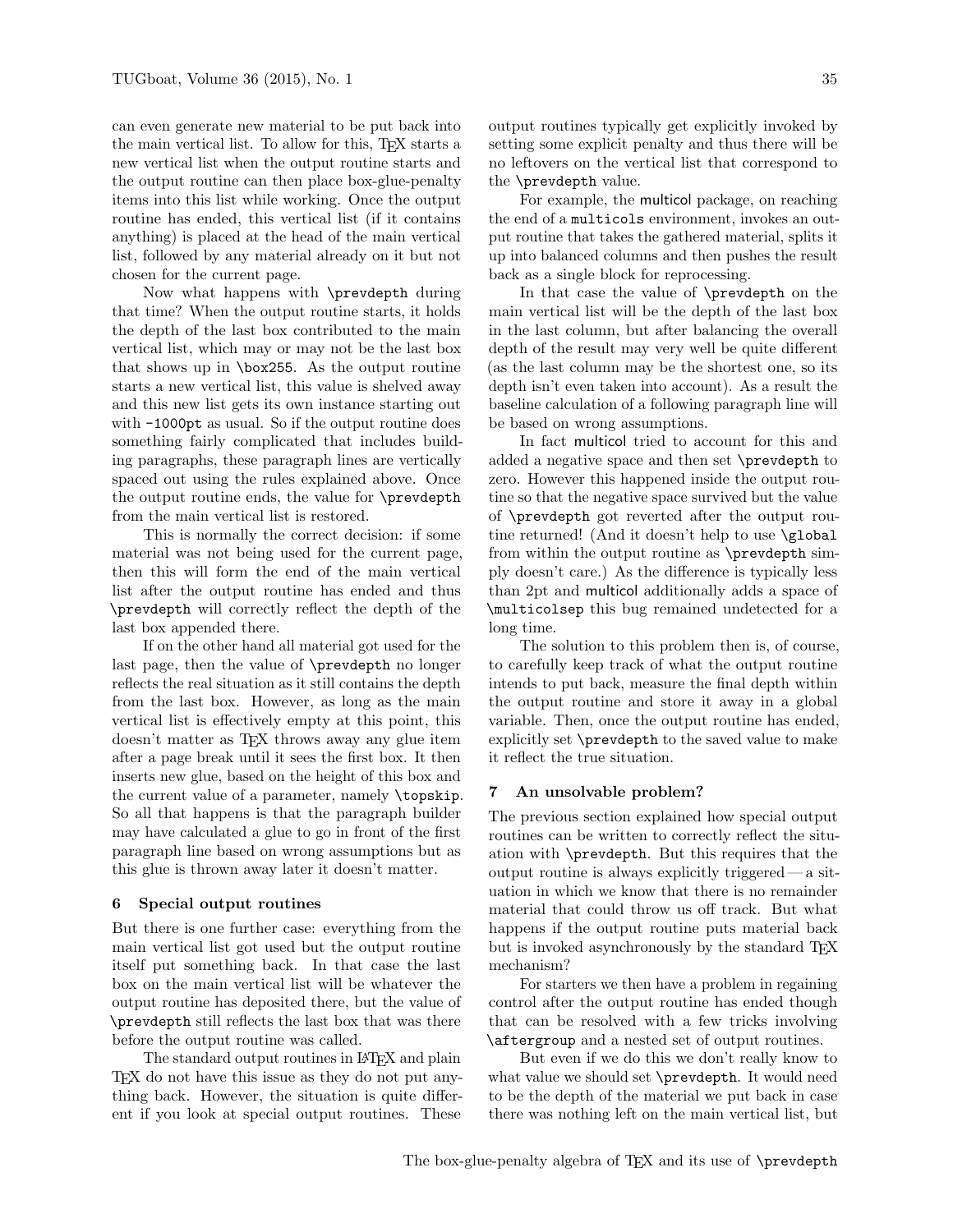can even generate new material to be put back into the main vertical list. To allow for this, TeX starts a new vertical list when the output routine starts and the output routine can then place box-glue-penalty items into this list while working. Once the output routine has ended, this vertical list (if it contains anything) is placed at the head of the main vertical list, followed by any material already on it but not chosen for the current page.

Now what happens with `\prevdepth` during that time? When the output routine starts, it holds the depth of the last box contributed to the main vertical list, which may or may not be the last box that shows up in `\box255`. As the output routine starts a new vertical list, this value is shelved away and this new list gets its own instance starting out with `-1000pt` as usual. So if the output routine does something fairly complicated that includes building paragraphs, these paragraph lines are vertically spaced out using the rules explained above. Once the output routine ends, the value for `\prevdepth` from the main vertical list is restored.

This is normally the correct decision: if some material was not being used for the current page, then this will form the end of the main vertical list after the output routine has ended and thus `\prevdepth` will correctly reflect the depth of the last box appended there.

If on the other hand all material got used for the last page, then the value of `\prevdepth` no longer reflects the real situation as it still contains the depth from the last box. However, as long as the main vertical list is effectively empty at this point, this doesn't matter as TeX throws away any glue item after a page break until it sees the first box. It then inserts new glue, based on the height of this box and the current value of a parameter, namely `\topskip`. So all that happens is that the paragraph builder may have calculated a glue to go in front of the first paragraph line based on wrong assumptions but as this glue is thrown away later it doesn't matter.

## 6 Special output routines

But there is one further case: everything from the main vertical list got used but the output routine itself put something back. In that case the last box on the main vertical list will be whatever the output routine has deposited there, but the value of `\prevdepth` still reflects the last box that was there before the output routine was called.

The standard output routines in LaTeX and plain TeX do not have this issue as they do not put anything back. However, the situation is quite different if you look at special output routines. These output routines typically get explicitly invoked by setting some explicit penalty and thus there will be no leftovers on the vertical list that correspond to the `\prevdepth` value.

For example, the multicol package, on reaching the end of a `multicols` environment, invokes an output routine that takes the gathered material, splits it up into balanced columns and then pushes the result back as a single block for reprocessing.

In that case the value of `\prevdepth` on the main vertical list will be the depth of the last box in the last column, but after balancing the overall depth of the result may very well be quite different (as the last column may be the shortest one, so its depth isn't even taken into account). As a result the baseline calculation of a following paragraph line will be based on wrong assumptions.

In fact multicol tried to account for this and added a negative space and then set `\prevdepth` to zero. However this happened inside the output routine so that the negative space survived but the value of `\prevdepth` got reverted after the output routine returned! (And it doesn't help to use `\global` from within the output routine as `\prevdepth` simply doesn't care.) As the difference is typically less than 2pt and multicol additionally adds a space of `\multicolsep` this bug remained undetected for a long time.

The solution to this problem then is, of course, to carefully keep track of what the output routine intends to put back, measure the final depth within the output routine and store it away in a global variable. Then, once the output routine has ended, explicitly set `\prevdepth` to the saved value to make it reflect the true situation.

## 7 An unsolvable problem?

The previous section explained how special output routines can be written to correctly reflect the situation with `\prevdepth`. But this requires that the output routine is always explicitly triggered — a situation in which we know that there is no remainder material that could throw us off track. But what happens if the output routine puts material back but is invoked asynchronously by the standard TeX mechanism?

For starters we then have a problem in regaining control after the output routine has ended though that can be resolved with a few tricks involving `\aftergroup` and a nested set of output routines.

But even if we do this we don't really know to what value we should set `\prevdepth`. It would need to be the depth of the material we put back in case there was nothing left on the main vertical list, but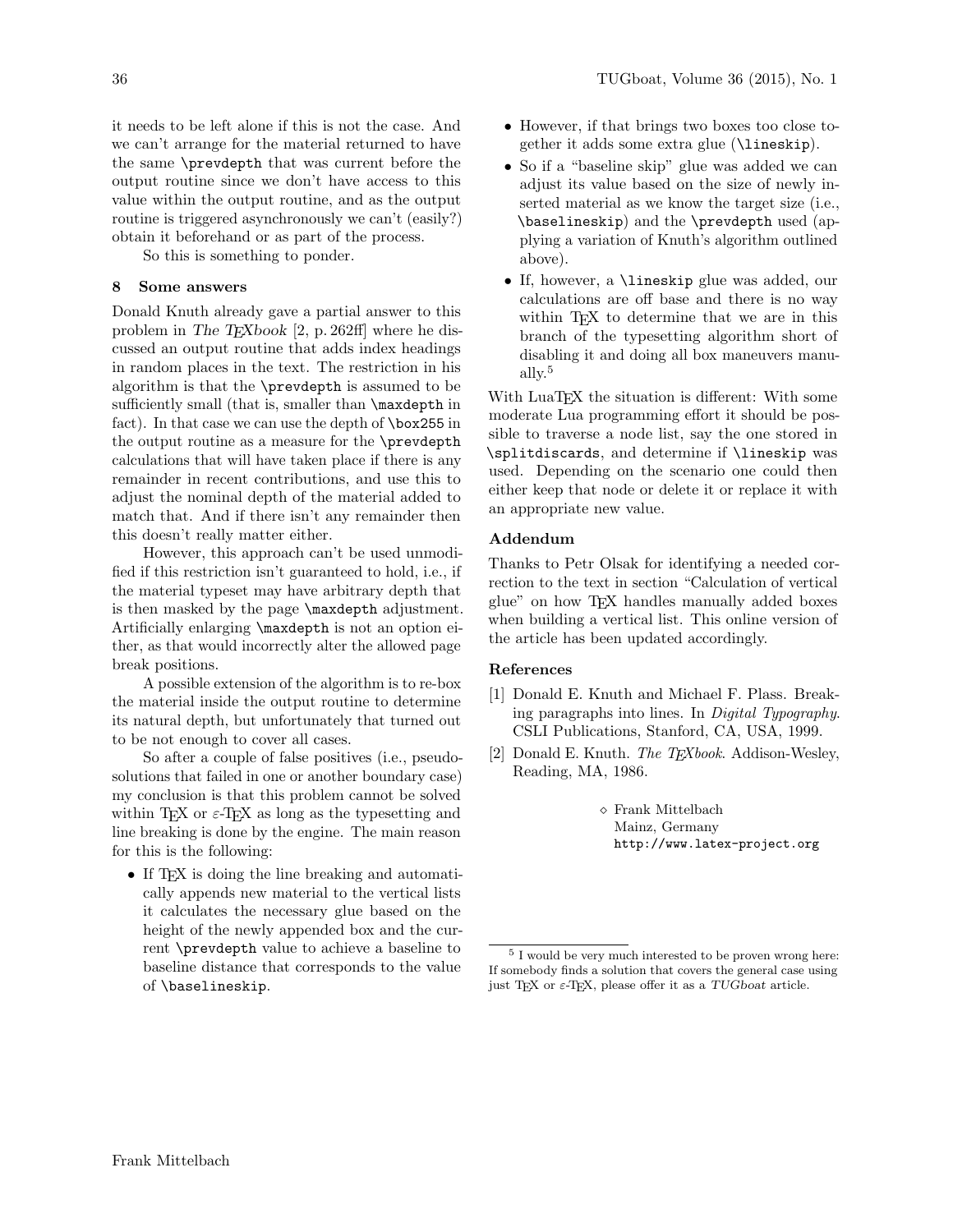it needs to be left alone if this is not the case. And we can't arrange for the material returned to have the same \prevdepth that was current before the output routine since we don't have access to this value within the output routine, and as the output routine is triggered asynchronously we can't (easily?) obtain it beforehand or as part of the process.

So this is something to ponder.

## 8 Some answers

Donald Knuth already gave a partial answer to this problem in *The TEXbook* [2, p. 262ff] where he discussed an output routine that adds index headings in random places in the text. The restriction in his algorithm is that the \prevdepth is assumed to be sufficiently small (that is, smaller than \maxdepth in fact). In that case we can use the depth of \box255 in the output routine as a measure for the \prevdepth calculations that will have taken place if there is any remainder in recent contributions, and use this to adjust the nominal depth of the material added to match that. And if there isn't any remainder then this doesn't really matter either.

However, this approach can't be used unmodified if this restriction isn't guaranteed to hold, i.e., if the material typeset may have arbitrary depth that is then masked by the page \maxdepth adjustment. Artificially enlarging \maxdepth is not an option either, as that would incorrectly alter the allowed page break positions.

A possible extension of the algorithm is to re-box the material inside the output routine to determine its natural depth, but unfortunately that turned out to be not enough to cover all cases.

So after a couple of false positives (i.e., pseudo-solutions that failed in one or another boundary case) my conclusion is that this problem cannot be solved within TEX or ε-TEX as long as the typesetting and line breaking is done by the engine. The main reason for this is the following:

- If TEX is doing the line breaking and automatically appends new material to the vertical lists it calculates the necessary glue based on the height of the newly appended box and the current \prevdepth value to achieve a baseline to baseline distance that corresponds to the value of \baselineskip.
- However, if that brings two boxes too close together it adds some extra glue (\lineskip).
- So if a "baseline skip" glue was added we can adjust its value based on the size of newly inserted material as we know the target size (i.e., \baselineskip) and the \prevdepth used (applying a variation of Knuth's algorithm outlined above).
- If, however, a \lineskip glue was added, our calculations are off base and there is no way within TEX to determine that we are in this branch of the typesetting algorithm short of disabling it and doing all box maneuvers manually.[5]

With LuaTEX the situation is different: With some moderate Lua programming effort it should be possible to traverse a node list, say the one stored in \splitdiscards, and determine if \lineskip was used. Depending on the scenario one could then either keep that node or delete it or replace it with an appropriate new value.

### Addendum

Thanks to Petr Olsak for identifying a needed correction to the text in section "Calculation of vertical glue" on how TEX handles manually added boxes when building a vertical list. This online version of the article has been updated accordingly.

### References

[1] Donald E. Knuth and Michael F. Plass. Breaking paragraphs into lines. In *Digital Typography*. CSLI Publications, Stanford, CA, USA, 1999.

[2] Donald E. Knuth. *The TEXbook*. Addison-Wesley, Reading, MA, 1986.

⋄ Frank Mittelbach
Mainz, Germany
http://www.latex-project.org

[5] I would be very much interested to be proven wrong here: If somebody finds a solution that covers the general case using just TEX or ε-TEX, please offer it as a *TUGboat* article.